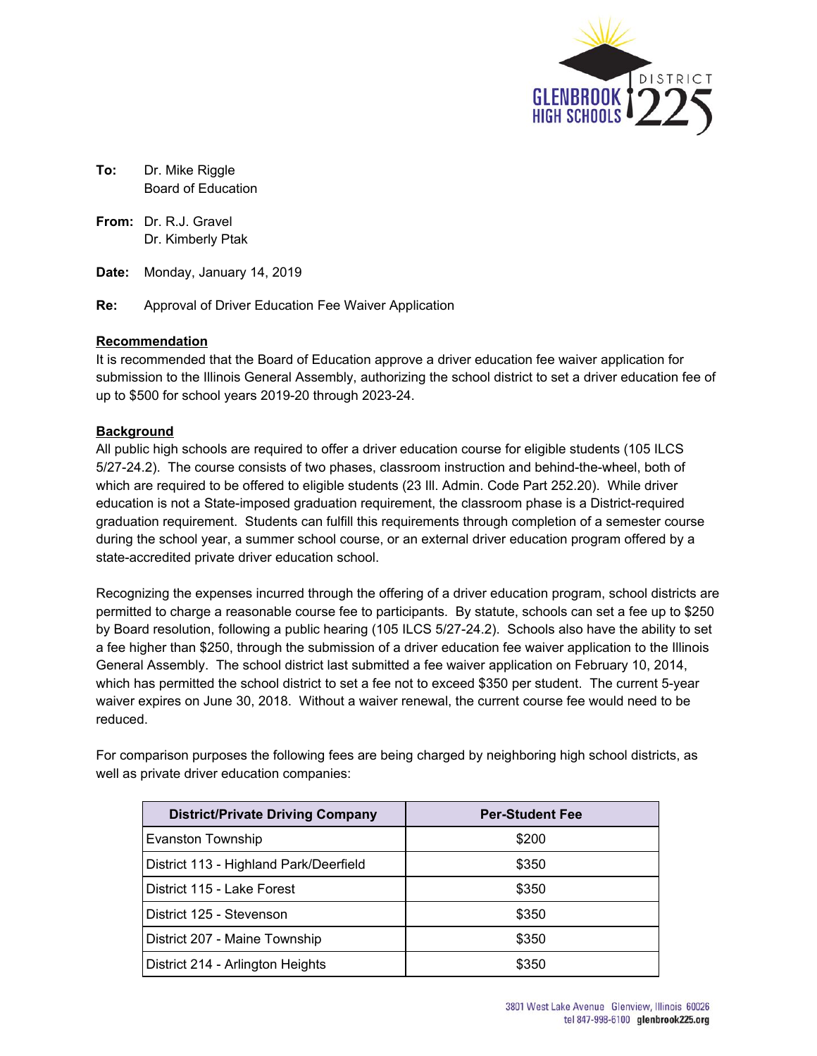**To:** Dr. Mike Riggle
Board of Education

**From:** Dr. R.J. Gravel
Dr. Kimberly Ptak

**Date:** Monday, January 14, 2019

**Re:** Approval of Driver Education Fee Waiver Application

## Recommendation

It is recommended that the Board of Education approve a driver education fee waiver application for submission to the Illinois General Assembly, authorizing the school district to set a driver education fee of up to $500 for school years 2019-20 through 2023-24.

## Background

All public high schools are required to offer a driver education course for eligible students (105 ILCS 5/27-24.2). The course consists of two phases, classroom instruction and behind-the-wheel, both of which are required to be offered to eligible students (23 Ill. Admin. Code Part 252.20). While driver education is not a State-imposed graduation requirement, the classroom phase is a District-required graduation requirement. Students can fulfill this requirements through completion of a semester course during the school year, a summer school course, or an external driver education program offered by a state-accredited private driver education school.

Recognizing the expenses incurred through the offering of a driver education program, school districts are permitted to charge a reasonable course fee to participants. By statute, schools can set a fee up to $250 by Board resolution, following a public hearing (105 ILCS 5/27-24.2). Schools also have the ability to set a fee higher than $250, through the submission of a driver education fee waiver application to the Illinois General Assembly. The school district last submitted a fee waiver application on February 10, 2014, which has permitted the school district to set a fee not to exceed $350 per student. The current 5-year waiver expires on June 30, 2018. Without a waiver renewal, the current course fee would need to be reduced.

For comparison purposes the following fees are being charged by neighboring high school districts, as well as private driver education companies:

| District/Private Driving Company | Per-Student Fee |
|---|---|
| Evanston Township | $200 |
| District 113 - Highland Park/Deerfield | $350 |
| District 115 - Lake Forest | $350 |
| District 125 - Stevenson | $350 |
| District 207 - Maine Township | $350 |
| District 214 - Arlington Heights | $350 |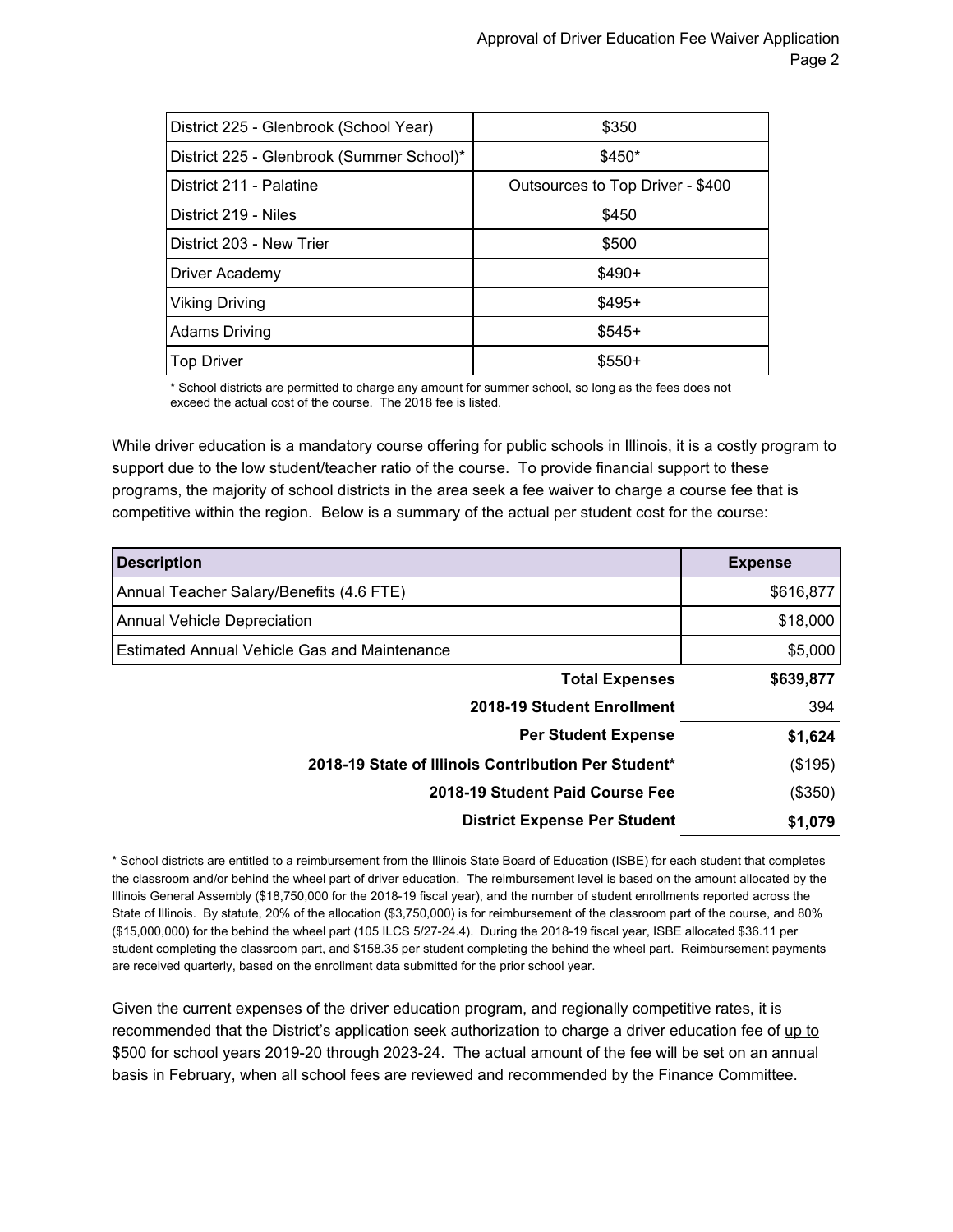| District 225 - Glenbrook (School Year) | $350 |
| --- | --- |
| District 225 - Glenbrook (Summer School)* | $450* |
| District 211 - Palatine | Outsources to Top Driver - $400 |
| District 219 - Niles | $450 |
| District 203 - New Trier | $500 |
| Driver Academy | $490+ |
| Viking Driving | $495+ |
| Adams Driving | $545+ |
| Top Driver | $550+ |

* School districts are permitted to charge any amount for summer school, so long as the fees does not exceed the actual cost of the course. The 2018 fee is listed.

While driver education is a mandatory course offering for public schools in Illinois, it is a costly program to support due to the low student/teacher ratio of the course. To provide financial support to these programs, the majority of school districts in the area seek a fee waiver to charge a course fee that is competitive within the region. Below is a summary of the actual per student cost for the course:

| Description | Expense |
| --- | --- |
| Annual Teacher Salary/Benefits (4.6 FTE) | $616,877 |
| Annual Vehicle Depreciation | $18,000 |
| Estimated Annual Vehicle Gas and Maintenance | $5,000 |
| **Total Expenses** | **$639,877** |
| **2018-19 Student Enrollment** | 394 |
| **Per Student Expense** | **$1,624** |
| **2018-19 State of Illinois Contribution Per Student*** | ($195) |
| **2018-19 Student Paid Course Fee** | ($350) |
| **District Expense Per Student** | **$1,079** |

* School districts are entitled to a reimbursement from the Illinois State Board of Education (ISBE) for each student that completes the classroom and/or behind the wheel part of driver education. The reimbursement level is based on the amount allocated by the Illinois General Assembly ($18,750,000 for the 2018-19 fiscal year), and the number of student enrollments reported across the State of Illinois. By statute, 20% of the allocation ($3,750,000) is for reimbursement of the classroom part of the course, and 80% ($15,000,000) for the behind the wheel part (105 ILCS 5/27-24.4). During the 2018-19 fiscal year, ISBE allocated $36.11 per student completing the classroom part, and $158.35 per student completing the behind the wheel part. Reimbursement payments are received quarterly, based on the enrollment data submitted for the prior school year.

Given the current expenses of the driver education program, and regionally competitive rates, it is recommended that the District's application seek authorization to charge a driver education fee of up to $500 for school years 2019-20 through 2023-24. The actual amount of the fee will be set on an annual basis in February, when all school fees are reviewed and recommended by the Finance Committee.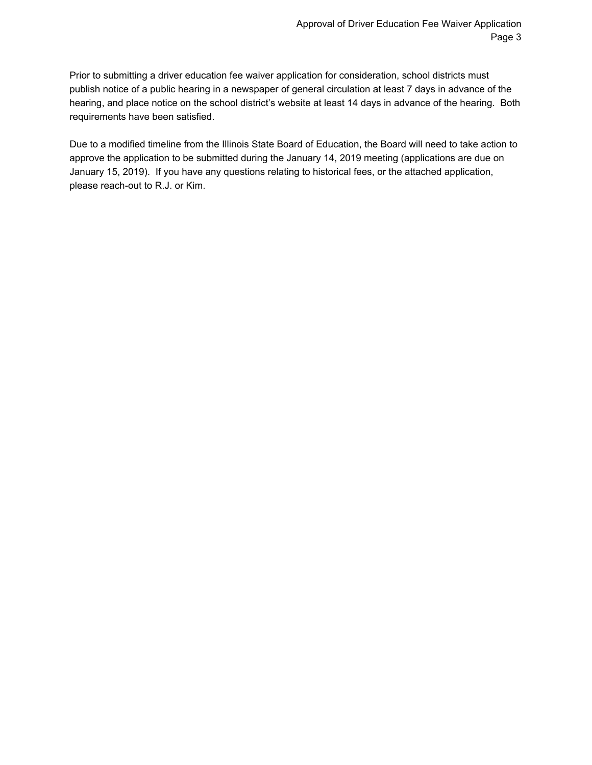Prior to submitting a driver education fee waiver application for consideration, school districts must publish notice of a public hearing in a newspaper of general circulation at least 7 days in advance of the hearing, and place notice on the school district's website at least 14 days in advance of the hearing.  Both requirements have been satisfied.

Due to a modified timeline from the Illinois State Board of Education, the Board will need to take action to approve the application to be submitted during the January 14, 2019 meeting (applications are due on January 15, 2019).  If you have any questions relating to historical fees, or the attached application, please reach-out to R.J. or Kim.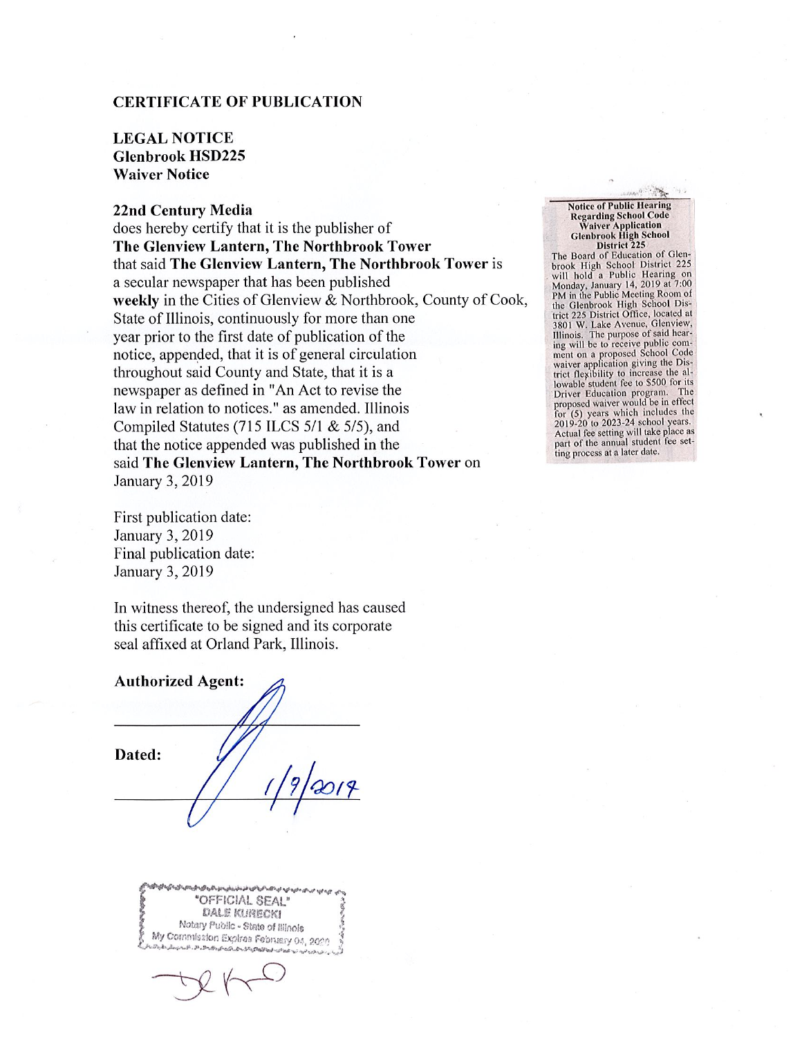**CERTIFICATE OF PUBLICATION**

**LEGAL NOTICE**
**Glenbrook HSD225**
**Waiver Notice**

**22nd Century Media**
does hereby certify that it is the publisher of
**The Glenview Lantern, The Northbrook Tower**
that said **The Glenview Lantern, The Northbrook Tower** is
a secular newspaper that has been published
**weekly** in the Cities of Glenview & Northbrook, County of Cook,
State of Illinois, continuously for more than one
year prior to the first date of publication of the
notice, appended, that it is of general circulation
throughout said County and State, that it is a
newspaper as defined in "An Act to revise the
law in relation to notices." as amended. Illinois
Compiled Statutes (715 ILCS 5/1 & 5/5), and
that the notice appended was published in the
said **The Glenview Lantern, The Northbrook Tower** on
January 3, 2019

First publication date:
January 3, 2019
Final publication date:
January 3, 2019

In witness thereof, the undersigned has caused
this certificate to be signed and its corporate
seal affixed at Orland Park, Illinois.

**Authorized Agent:** ______________________

**Dated:** 1/9/2019

"OFFICIAL SEAL"
DALE KURECKI
Notary Public - State of Illinois
My Commission Expires February 04, 2020

---

**Notice of Public Hearing Regarding School Code Waiver Application Glenbrook High School District 225**

The Board of Education of Glenbrook High School District 225 will hold a Public Hearing on Monday, January 14, 2019 at 7:00 PM in the Public Meeting Room of the Glenbrook High School District 225 District Office, located at 3801 W. Lake Avenue, Glenview, Illinois. The purpose of said hearing will be to receive public comment on a proposed School Code waiver application giving the District flexibility to increase the allowable student fee to $500 for its Driver Education program. The proposed waiver would be in effect for (5) years which includes the 2019-20 to 2023-24 school years. Actual fee setting will take place as part of the annual student fee setting process at a later date.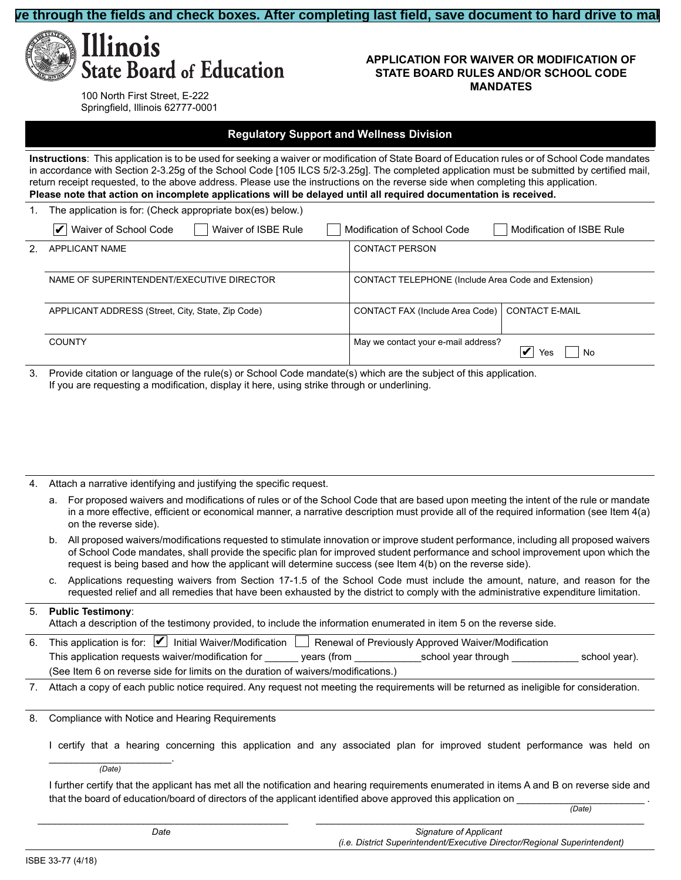ve through the fields and check boxes. After completing last field, save document to hard drive to mai

**Illinois State Board of Education**

100 North First Street, E-222
Springfield, Illinois 62777-0001

## APPLICATION FOR WAIVER OR MODIFICATION OF STATE BOARD RULES AND/OR SCHOOL CODE MANDATES

### Regulatory Support and Wellness Division

**Instructions**: This application is to be used for seeking a waiver or modification of State Board of Education rules or of School Code mandates in accordance with Section 2-3.25g of the School Code [105 ILCS 5/2-3.25g]. The completed application must be submitted by certified mail, return receipt requested, to the above address. Please use the instructions on the reverse side when completing this application.
**Please note that action on incomplete applications will be delayed until all required documentation is received.**

1. The application is for: (Check appropriate box(es) below.)

   ☑ Waiver of School Code ☐ Waiver of ISBE Rule ☐ Modification of School Code ☐ Modification of ISBE Rule

2.

| APPLICANT NAME | CONTACT PERSON | |
|---|---|---|
| NAME OF SUPERINTENDENT/EXECUTIVE DIRECTOR | CONTACT TELEPHONE (Include Area Code and Extension) | |
| APPLICANT ADDRESS (Street, City, State, Zip Code) | CONTACT FAX (Include Area Code) | CONTACT E-MAIL |
| COUNTY | May we contact your e-mail address? ☑ Yes ☐ No | |

3. Provide citation or language of the rule(s) or School Code mandate(s) which are the subject of this application. If you are requesting a modification, display it here, using strike through or underlining.

4. Attach a narrative identifying and justifying the specific request.
   a. For proposed waivers and modifications of rules or of the School Code that are based upon meeting the intent of the rule or mandate in a more effective, efficient or economical manner, a narrative description must provide all of the required information (see Item 4(a) on the reverse side).
   b. All proposed waivers/modifications requested to stimulate innovation or improve student performance, including all proposed waivers of School Code mandates, shall provide the specific plan for improved student performance and school improvement upon which the request is being based and how the applicant will determine success (see Item 4(b) on the reverse side).
   c. Applications requesting waivers from Section 17-1.5 of the School Code must include the amount, nature, and reason for the requested relief and all remedies that have been exhausted by the district to comply with the administrative expenditure limitation.

5. **Public Testimony**:
   Attach a description of the testimony provided, to include the information enumerated in item 5 on the reverse side.

6. This application is for: ☑ Initial Waiver/Modification ☐ Renewal of Previously Approved Waiver/Modification
   This application requests waiver/modification for ______ years (from ____________school year through ____________ school year).
   (See Item 6 on reverse side for limits on the duration of waivers/modifications.)

7. Attach a copy of each public notice required. Any request not meeting the requirements will be returned as ineligible for consideration.

8. Compliance with Notice and Hearing Requirements

   I certify that a hearing concerning this application and any associated plan for improved student performance was held on ______________________.
   *(Date)*

   I further certify that the applicant has met all the notification and hearing requirements enumerated in items A and B on reverse side and that the board of education/board of directors of the applicant identified above approved this application on ________________________ .
   *(Date)*

________________________________ ________________________________
*Date* *Signature of Applicant (i.e. District Superintendent/Executive Director/Regional Superintendent)*

ISBE 33-77 (4/18)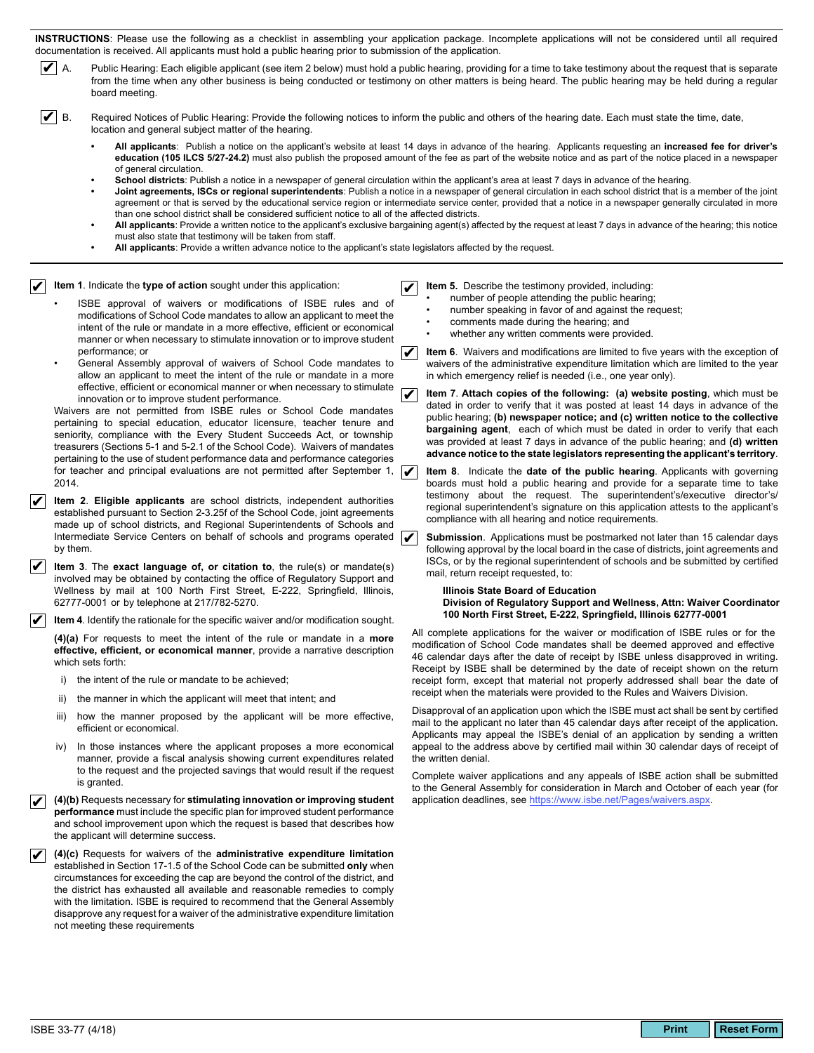**INSTRUCTIONS**: Please use the following as a checklist in assembling your application package. Incomplete applications will not be considered until all required documentation is received. All applicants must hold a public hearing prior to submission of the application.

☑ A. Public Hearing: Each eligible applicant (see item 2 below) must hold a public hearing, providing for a time to take testimony about the request that is separate from the time when any other business is being conducted or testimony on other matters is being heard. The public hearing may be held during a regular board meeting.

☑ B. Required Notices of Public Hearing: Provide the following notices to inform the public and others of the hearing date. Each must state the time, date, location and general subject matter of the hearing.

- **All applicants**: Publish a notice on the applicant's website at least 14 days in advance of the hearing. Applicants requesting an **increased fee for driver's education (105 ILCS 5/27-24.2)** must also publish the proposed amount of the fee as part of the website notice and as part of the notice placed in a newspaper of general circulation.
- **School districts**: Publish a notice in a newspaper of general circulation within the applicant's area at least 7 days in advance of the hearing.
- **Joint agreements, ISCs or regional superintendents**: Publish a notice in a newspaper of general circulation in each school district that is a member of the joint agreement or that is served by the educational service region or intermediate service center, provided that a notice in a newspaper generally circulated in more than one school district shall be considered sufficient notice to all of the affected districts.
- **All applicants**: Provide a written notice to the applicant's exclusive bargaining agent(s) affected by the request at least 7 days in advance of the hearing; this notice must also state that testimony will be taken from staff.
- **All applicants**: Provide a written advance notice to the applicant's state legislators affected by the request.

---

☑ **Item 1**. Indicate the **type of action** sought under this application:

- ISBE approval of waivers or modifications of ISBE rules and of modifications of School Code mandates to allow an applicant to meet the intent of the rule or mandate in a more effective, efficient or economical manner or when necessary to stimulate innovation or to improve student performance; or
- General Assembly approval of waivers of School Code mandates to allow an applicant to meet the intent of the rule or mandate in a more effective, efficient or economical manner or when necessary to stimulate innovation or to improve student performance.

Waivers are not permitted from ISBE rules or School Code mandates pertaining to special education, educator licensure, teacher tenure and seniority, compliance with the Every Student Succeeds Act, or township treasurers (Sections 5-1 and 5-2.1 of the School Code). Waivers of mandates pertaining to the use of student performance data and performance categories for teacher and principal evaluations are not permitted after September 1, 2014.

☑ **Item 2**. **Eligible applicants** are school districts, independent authorities established pursuant to Section 2-3.25f of the School Code, joint agreements made up of school districts, and Regional Superintendents of Schools and Intermediate Service Centers on behalf of schools and programs operated by them.

☑ **Item 3**. The **exact language of, or citation to**, the rule(s) or mandate(s) involved may be obtained by contacting the office of Regulatory Support and Wellness by mail at 100 North First Street, E-222, Springfield, Illinois, 62777-0001 or by telephone at 217/782-5270.

☑ **Item 4**. Identify the rationale for the specific waiver and/or modification sought.

**(4)(a)** For requests to meet the intent of the rule or mandate in a **more effective, efficient, or economical manner**, provide a narrative description which sets forth:

i) the intent of the rule or mandate to be achieved;

ii) the manner in which the applicant will meet that intent; and

iii) how the manner proposed by the applicant will be more effective, efficient or economical.

iv) In those instances where the applicant proposes a more economical manner, provide a fiscal analysis showing current expenditures related to the request and the projected savings that would result if the request is granted.

☑ **(4)(b)** Requests necessary for **stimulating innovation or improving student performance** must include the specific plan for improved student performance and school improvement upon which the request is based that describes how the applicant will determine success.

☑ **(4)(c)** Requests for waivers of the **administrative expenditure limitation** established in Section 17-1.5 of the School Code can be submitted **only** when circumstances for exceeding the cap are beyond the control of the district, and the district has exhausted all available and reasonable remedies to comply with the limitation. ISBE is required to recommend that the General Assembly disapprove any request for a waiver of the administrative expenditure limitation not meeting these requirements

☑ **Item 5.** Describe the testimony provided, including:

- number of people attending the public hearing;
- number speaking in favor of and against the request;
- comments made during the hearing; and
- whether any written comments were provided.

☑ **Item 6**. Waivers and modifications are limited to five years with the exception of waivers of the administrative expenditure limitation which are limited to the year in which emergency relief is needed (i.e., one year only).

☑ **Item 7**. **Attach copies of the following: (a) website posting**, which must be dated in order to verify that it was posted at least 14 days in advance of the public hearing; **(b) newspaper notice; and (c) written notice to the collective bargaining agent**, each of which must be dated in order to verify that each was provided at least 7 days in advance of the public hearing; and **(d) written advance notice to the state legislators representing the applicant's territory**.

☑ **Item 8**. Indicate the **date of the public hearing**. Applicants with governing boards must hold a public hearing and provide for a separate time to take testimony about the request. The superintendent's/executive director's/ regional superintendent's signature on this application attests to the applicant's compliance with all hearing and notice requirements.

☑ **Submission**. Applications must be postmarked not later than 15 calendar days following approval by the local board in the case of districts, joint agreements and ISCs, or by the regional superintendent of schools and be submitted by certified mail, return receipt requested, to:

**Illinois State Board of Education**
**Division of Regulatory Support and Wellness, Attn: Waiver Coordinator**
**100 North First Street, E-222, Springfield, Illinois 62777-0001**

All complete applications for the waiver or modification of ISBE rules or for the modification of School Code mandates shall be deemed approved and effective 46 calendar days after the date of receipt by ISBE unless disapproved in writing. Receipt by ISBE shall be determined by the date of receipt shown on the return receipt form, except that material not properly addressed shall bear the date of receipt when the materials were provided to the Rules and Waivers Division.

Disapproval of an application upon which the ISBE must act shall be sent by certified mail to the applicant no later than 45 calendar days after receipt of the application. Applicants may appeal the ISBE's denial of an application by sending a written appeal to the address above by certified mail within 30 calendar days of receipt of the written denial.

Complete waiver applications and any appeals of ISBE action shall be submitted to the General Assembly for consideration in March and October of each year (for application deadlines, see https://www.isbe.net/Pages/waivers.aspx.

ISBE 33-77 (4/18)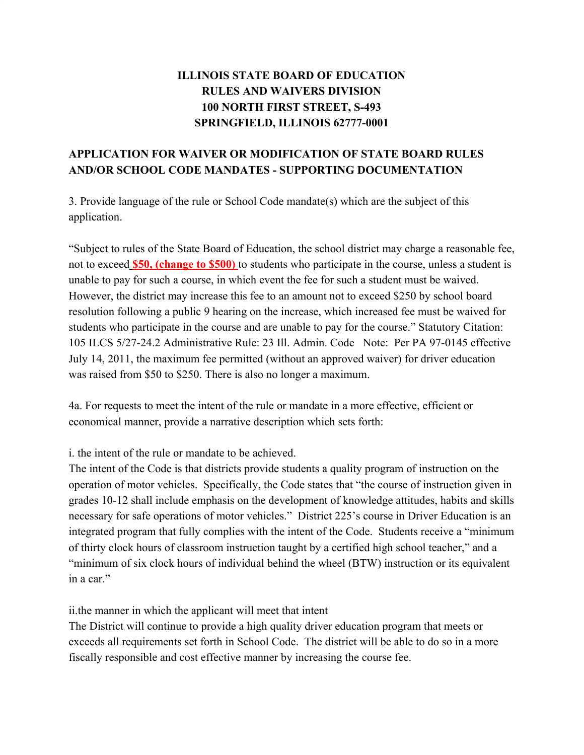**ILLINOIS STATE BOARD OF EDUCATION**
**RULES AND WAIVERS DIVISION**
**100 NORTH FIRST STREET, S-493**
**SPRINGFIELD, ILLINOIS 62777-0001**

**APPLICATION FOR WAIVER OR MODIFICATION OF STATE BOARD RULES AND/OR SCHOOL CODE MANDATES - SUPPORTING DOCUMENTATION**

3. Provide language of the rule or School Code mandate(s) which are the subject of this application.

"Subject to rules of the State Board of Education, the school district may charge a reasonable fee, not to exceed **$50, (change to $500)** to students who participate in the course, unless a student is unable to pay for such a course, in which event the fee for such a student must be waived. However, the district may increase this fee to an amount not to exceed $250 by school board resolution following a public 9 hearing on the increase, which increased fee must be waived for students who participate in the course and are unable to pay for the course." Statutory Citation: 105 ILCS 5/27-24.2 Administrative Rule: 23 Ill. Admin. Code Note: Per PA 97-0145 effective July 14, 2011, the maximum fee permitted (without an approved waiver) for driver education was raised from $50 to $250. There is also no longer a maximum.

4a. For requests to meet the intent of the rule or mandate in a more effective, efficient or economical manner, provide a narrative description which sets forth:

i. the intent of the rule or mandate to be achieved.
The intent of the Code is that districts provide students a quality program of instruction on the operation of motor vehicles. Specifically, the Code states that "the course of instruction given in grades 10-12 shall include emphasis on the development of knowledge attitudes, habits and skills necessary for safe operations of motor vehicles." District 225's course in Driver Education is an integrated program that fully complies with the intent of the Code. Students receive a "minimum of thirty clock hours of classroom instruction taught by a certified high school teacher," and a "minimum of six clock hours of individual behind the wheel (BTW) instruction or its equivalent in a car."

ii.the manner in which the applicant will meet that intent
The District will continue to provide a high quality driver education program that meets or exceeds all requirements set forth in School Code. The district will be able to do so in a more fiscally responsible and cost effective manner by increasing the course fee.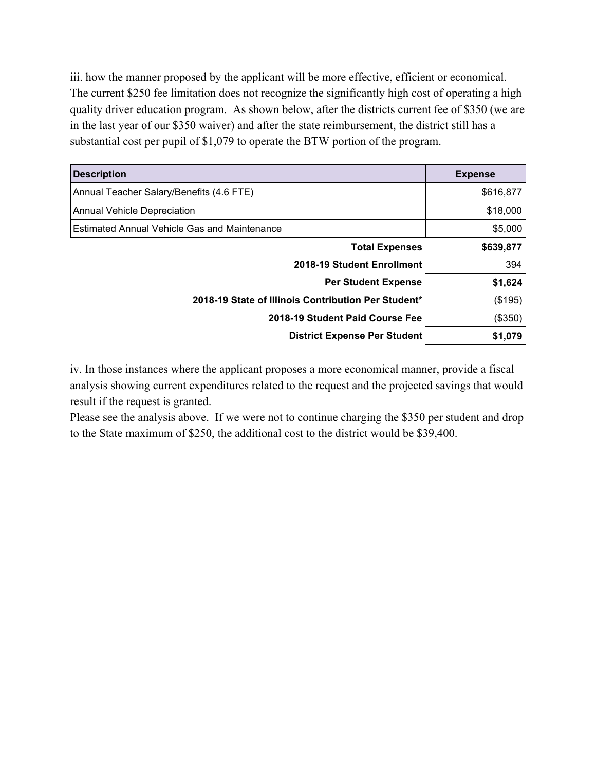iii. how the manner proposed by the applicant will be more effective, efficient or economical.
The current $250 fee limitation does not recognize the significantly high cost of operating a high quality driver education program. As shown below, after the districts current fee of $350 (we are in the last year of our $350 waiver) and after the state reimbursement, the district still has a substantial cost per pupil of $1,079 to operate the BTW portion of the program.

| **Description** | **Expense** |
|---|---|
| Annual Teacher Salary/Benefits (4.6 FTE) | $616,877 |
| Annual Vehicle Depreciation | $18,000 |
| Estimated Annual Vehicle Gas and Maintenance | $5,000 |
| **Total Expenses** | **$639,877** |
| **2018-19 Student Enrollment** | 394 |
| **Per Student Expense** | **$1,624** |
| **2018-19 State of Illinois Contribution Per Student*** | ($195) |
| **2018-19 Student Paid Course Fee** | ($350) |
| **District Expense Per Student** | **$1,079** |

iv. In those instances where the applicant proposes a more economical manner, provide a fiscal analysis showing current expenditures related to the request and the projected savings that would result if the request is granted.
Please see the analysis above. If we were not to continue charging the $350 per student and drop to the State maximum of $250, the additional cost to the district would be $39,400.